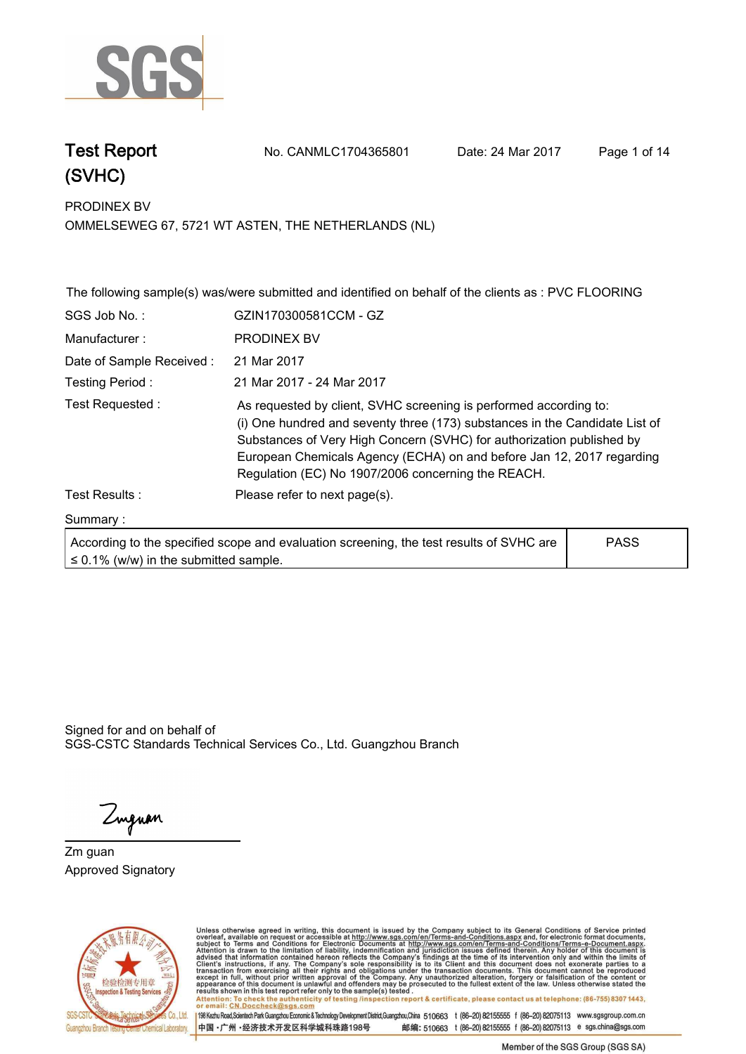# Test Report (SVHC)

No. CANMLC1704365801 Date: 24 Mar 2017

PRODINEX BV
OMMELSEWEG 67, 5721 WT ASTEN, THE NETHERLANDS (NL)

The following sample(s) was/were submitted and identified on behalf of the clients as : PVC FLOORING

| | |
|---|---|
| SGS Job No. : | GZIN170300581CCM - GZ |
| Manufacturer : | PRODINEX BV |
| Date of Sample Received : | 21 Mar 2017 |
| Testing Period : | 21 Mar 2017 - 24 Mar 2017 |
| Test Requested : | As requested by client, SVHC screening is performed according to: (i) One hundred and seventy three (173) substances in the Candidate List of Substances of Very High Concern (SVHC) for authorization published by European Chemicals Agency (ECHA) on and before Jan 12, 2017 regarding Regulation (EC) No 1907/2006 concerning the REACH. |
| Test Results : | Please refer to next page(s). |

Summary :

| | |
|---|---|
| According to the specified scope and evaluation screening, the test results of SVHC are ≤ 0.1% (w/w) in the submitted sample. | PASS |

Signed for and on behalf of
SGS-CSTC Standards Technical Services Co., Ltd. Guangzhou Branch

Zm guan
Approved Signatory

Unless otherwise agreed in writing, this document is issued by the Company subject to its General Conditions of Service printed overleaf, available on request or accessible at http://www.sgs.com/en/Terms-and-Conditions.aspx and, for electronic format documents, subject to Terms and Conditions for Electronic Documents at http://www.sgs.com/en/Terms-and-Conditions/Terms-e-Document.aspx. Attention is drawn to the limitation of liability, indemnification and jurisdiction issues defined therein. Any holder of this document is advised that information contained hereon reflects the Company's findings at the time of its intervention only and within the limits of Client's instructions, if any. The Company's sole responsibility is to its Client and this document does not exonerate parties to a transaction from exercising all their rights and obligations under the transaction documents. This document cannot be reproduced except in full, without prior written approval of the Company. Any unauthorized alteration, forgery or falsification of the content or appearance of this document is unlawful and offenders may be prosecuted to the fullest extent of the law. Unless otherwise stated the results shown in this test report refer only to the sample(s) tested.

Attention: To check the authenticity of testing /inspection report & certificate, please contact us at telephone: (86-755) 8307 1443, or email: CN.Doccheck@sgs.com

198 Kezhu Road, Scientech Park Guangzhou Economic & Technology Development District, Guangzhou, China 510663 t (86-20) 82155555 f (86-20) 82075113 www.sgsgroup.com.cn
中国・广州・经济技术开发区科学城科珠路198号 邮编: 510663 t (86-20) 82155555 f (86-20) 82075113 e sgs.china@sgs.com

Member of the SGS Group (SGS SA)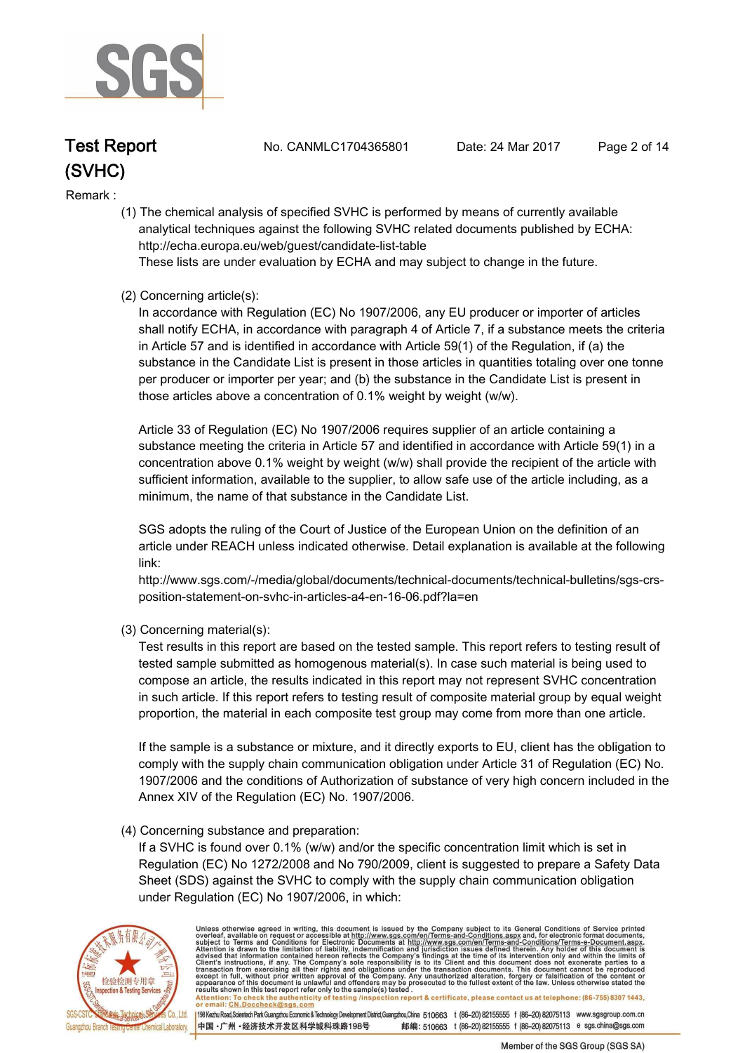Remark :

(1) The chemical analysis of specified SVHC is performed by means of currently available analytical techniques against the following SVHC related documents published by ECHA: http://echa.europa.eu/web/guest/candidate-list-table
These lists are under evaluation by ECHA and may subject to change in the future.

(2) Concerning article(s):
In accordance with Regulation (EC) No 1907/2006, any EU producer or importer of articles shall notify ECHA, in accordance with paragraph 4 of Article 7, if a substance meets the criteria in Article 57 and is identified in accordance with Article 59(1) of the Regulation, if (a) the substance in the Candidate List is present in those articles in quantities totaling over one tonne per producer or importer per year; and (b) the substance in the Candidate List is present in those articles above a concentration of 0.1% weight by weight (w/w).

Article 33 of Regulation (EC) No 1907/2006 requires supplier of an article containing a substance meeting the criteria in Article 57 and identified in accordance with Article 59(1) in a concentration above 0.1% weight by weight (w/w) shall provide the recipient of the article with sufficient information, available to the supplier, to allow safe use of the article including, as a minimum, the name of that substance in the Candidate List.

SGS adopts the ruling of the Court of Justice of the European Union on the definition of an article under REACH unless indicated otherwise. Detail explanation is available at the following link:
http://www.sgs.com/-/media/global/documents/technical-documents/technical-bulletins/sgs-crs-position-statement-on-svhc-in-articles-a4-en-16-06.pdf?la=en

(3) Concerning material(s):
Test results in this report are based on the tested sample. This report refers to testing result of tested sample submitted as homogenous material(s). In case such material is being used to compose an article, the results indicated in this report may not represent SVHC concentration in such article. If this report refers to testing result of composite material group by equal weight proportion, the material in each composite test group may come from more than one article.

If the sample is a substance or mixture, and it directly exports to EU, client has the obligation to comply with the supply chain communication obligation under Article 31 of Regulation (EC) No. 1907/2006 and the conditions of Authorization of substance of very high concern included in the Annex XIV of the Regulation (EC) No. 1907/2006.

(4) Concerning substance and preparation:
If a SVHC is found over 0.1% (w/w) and/or the specific concentration limit which is set in Regulation (EC) No 1272/2008 and No 790/2009, client is suggested to prepare a Safety Data Sheet (SDS) against the SVHC to comply with the supply chain communication obligation under Regulation (EC) No 1907/2006, in which: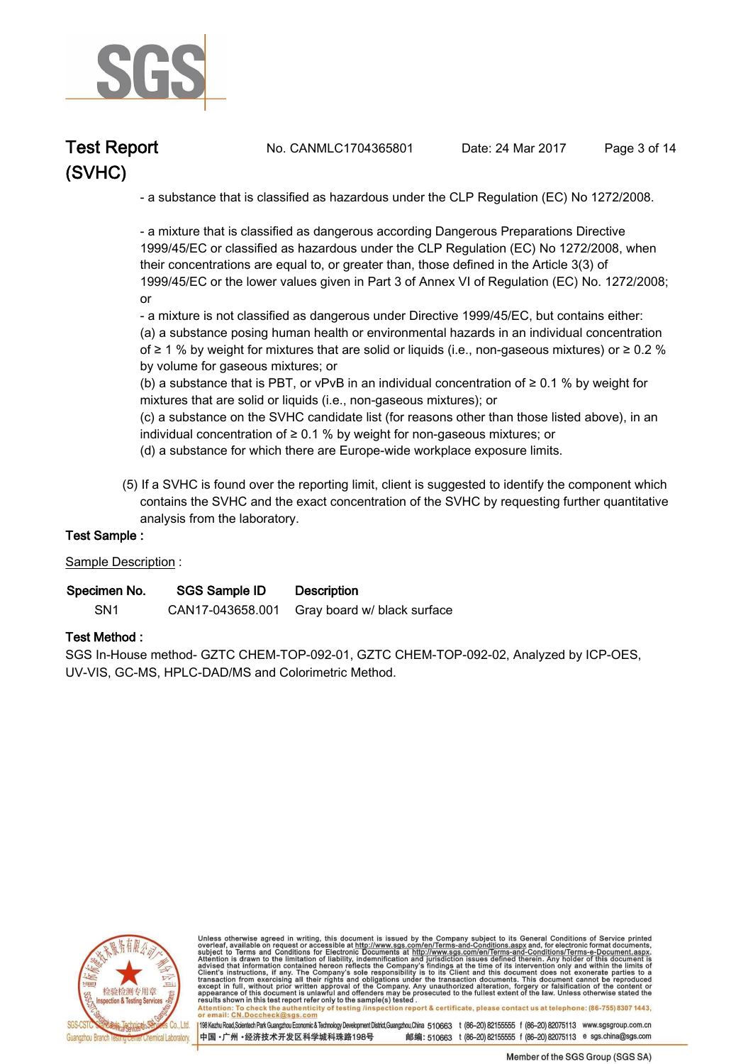- a substance that is classified as hazardous under the CLP Regulation (EC) No 1272/2008.

- a mixture that is classified as dangerous according Dangerous Preparations Directive 1999/45/EC or classified as hazardous under the CLP Regulation (EC) No 1272/2008, when their concentrations are equal to, or greater than, those defined in the Article 3(3) of 1999/45/EC or the lower values given in Part 3 of Annex VI of Regulation (EC) No. 1272/2008; or

- a mixture is not classified as dangerous under Directive 1999/45/EC, but contains either:

(a) a substance posing human health or environmental hazards in an individual concentration of ≥ 1 % by weight for mixtures that are solid or liquids (i.e., non-gaseous mixtures) or ≥ 0.2 % by volume for gaseous mixtures; or

(b) a substance that is PBT, or vPvB in an individual concentration of ≥ 0.1 % by weight for mixtures that are solid or liquids (i.e., non-gaseous mixtures); or

(c) a substance on the SVHC candidate list (for reasons other than those listed above), in an individual concentration of ≥ 0.1 % by weight for non-gaseous mixtures; or

(d) a substance for which there are Europe-wide workplace exposure limits.

(5) If a SVHC is found over the reporting limit, client is suggested to identify the component which contains the SVHC and the exact concentration of the SVHC by requesting further quantitative analysis from the laboratory.

**Test Sample :**

Sample Description :

| Specimen No. | SGS Sample ID | Description |
|---|---|---|
| SN1 | CAN17-043658.001 | Gray board w/ black surface |

**Test Method :**

SGS In-House method- GZTC CHEM-TOP-092-01, GZTC CHEM-TOP-092-02, Analyzed by ICP-OES, UV-VIS, GC-MS, HPLC-DAD/MS and Colorimetric Method.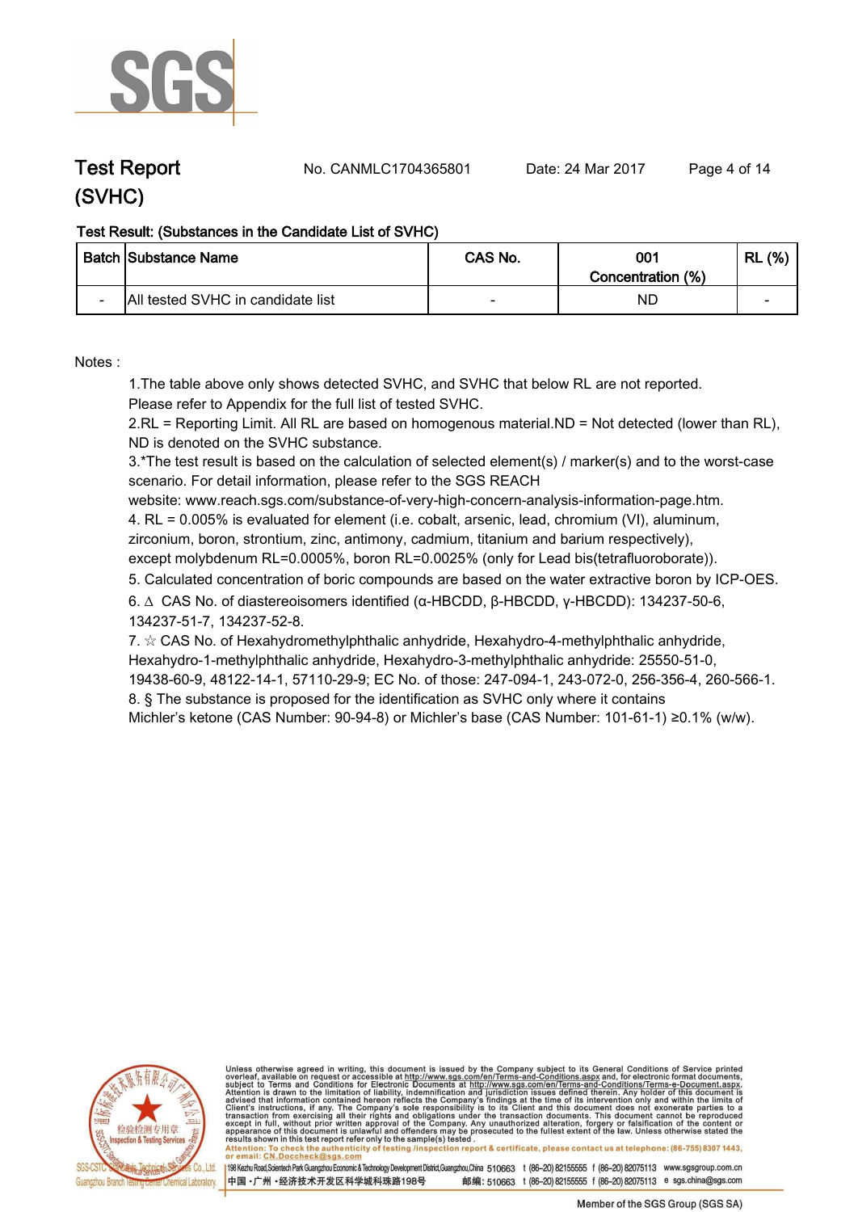# Test Report (SVHC)

No. CANMLC1704365801 Date: 24 Mar 2017

**Test Result: (Substances in the Candidate List of SVHC)**

| Batch | Substance Name | CAS No. | 001 Concentration (%) | RL (%) |
|---|---|---|---|---|
| - | All tested SVHC in candidate list | - | ND | - |

Notes :

1.The table above only shows detected SVHC, and SVHC that below RL are not reported. Please refer to Appendix for the full list of tested SVHC.
2.RL = Reporting Limit. All RL are based on homogenous material.ND = Not detected (lower than RL), ND is denoted on the SVHC substance.
3.*The test result is based on the calculation of selected element(s) / marker(s) and to the worst-case scenario. For detail information, please refer to the SGS REACH website: www.reach.sgs.com/substance-of-very-high-concern-analysis-information-page.htm.
4. RL = 0.005% is evaluated for element (i.e. cobalt, arsenic, lead, chromium (VI), aluminum, zirconium, boron, strontium, zinc, antimony, cadmium, titanium and barium respectively), except molybdenum RL=0.0005%, boron RL=0.0025% (only for Lead bis(tetrafluoroborate)).
5. Calculated concentration of boric compounds are based on the water extractive boron by ICP-OES.
6. ∆ CAS No. of diastereoisomers identified (α-HBCDD, β-HBCDD, γ-HBCDD): 134237-50-6, 134237-51-7, 134237-52-8.
7. ☆ CAS No. of Hexahydromethylphthalic anhydride, Hexahydro-4-methylphthalic anhydride, Hexahydro-1-methylphthalic anhydride, Hexahydro-3-methylphthalic anhydride: 25550-51-0, 19438-60-9, 48122-14-1, 57110-29-9; EC No. of those: 247-094-1, 243-072-0, 256-356-4, 260-566-1.
8. § The substance is proposed for the identification as SVHC only where it contains Michler's ketone (CAS Number: 90-94-8) or Michler's base (CAS Number: 101-61-1) ≥0.1% (w/w).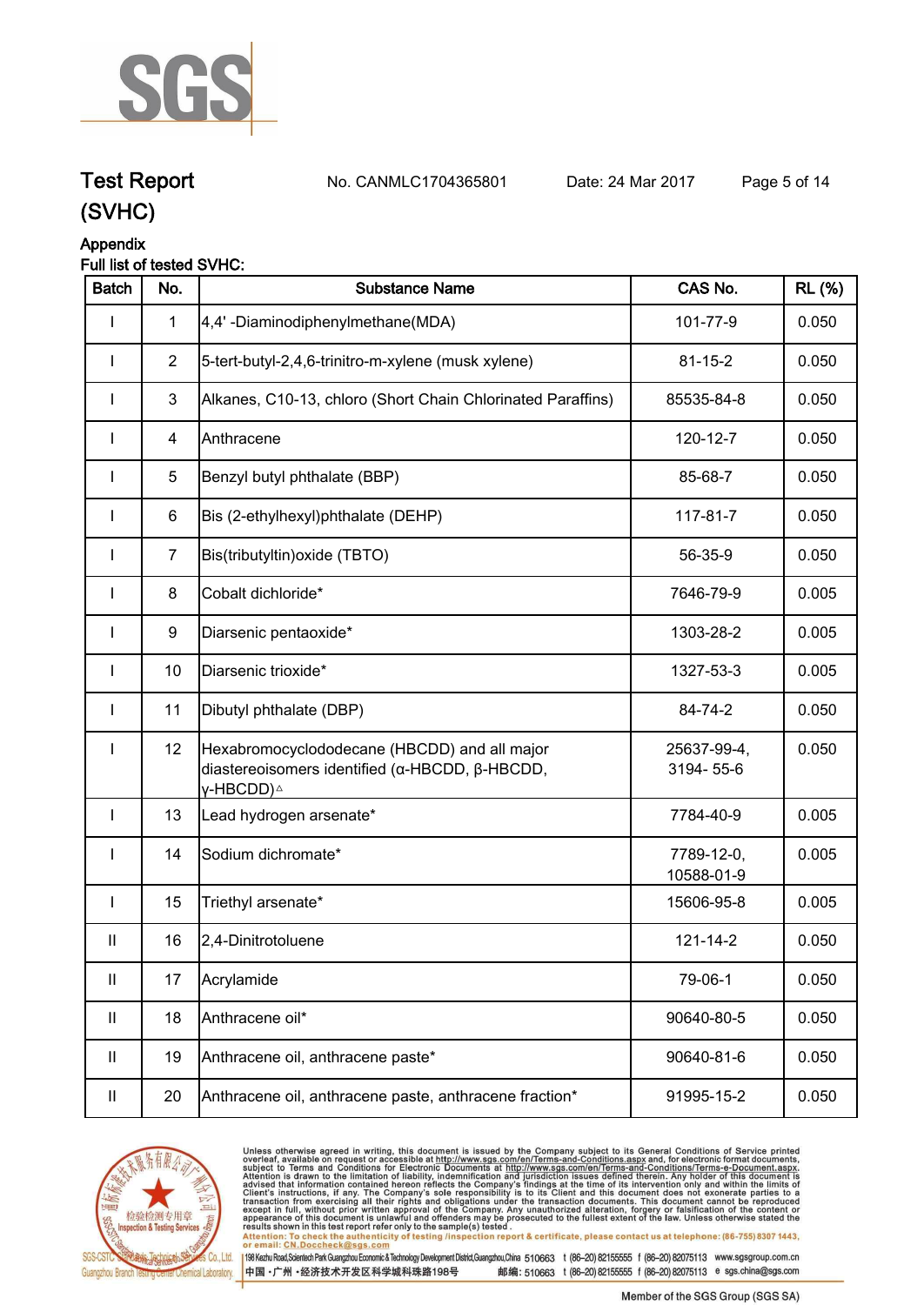# Test Report (SVHC)

No. CANMLC1704365801 Date: 24 Mar 2017

## Appendix

**Full list of tested SVHC:**

| Batch | No. | Substance Name | CAS No. | RL (%) |
|---|---|---|---|---|
| I | 1 | 4,4' -Diaminodiphenylmethane(MDA) | 101-77-9 | 0.050 |
| I | 2 | 5-tert-butyl-2,4,6-trinitro-m-xylene (musk xylene) | 81-15-2 | 0.050 |
| I | 3 | Alkanes, C10-13, chloro (Short Chain Chlorinated Paraffins) | 85535-84-8 | 0.050 |
| I | 4 | Anthracene | 120-12-7 | 0.050 |
| I | 5 | Benzyl butyl phthalate (BBP) | 85-68-7 | 0.050 |
| I | 6 | Bis (2-ethylhexyl)phthalate (DEHP) | 117-81-7 | 0.050 |
| I | 7 | Bis(tributyltin)oxide (TBTO) | 56-35-9 | 0.050 |
| I | 8 | Cobalt dichloride* | 7646-79-9 | 0.005 |
| I | 9 | Diarsenic pentaoxide* | 1303-28-2 | 0.005 |
| I | 10 | Diarsenic trioxide* | 1327-53-3 | 0.005 |
| I | 11 | Dibutyl phthalate (DBP) | 84-74-2 | 0.050 |
| I | 12 | Hexabromocyclododecane (HBCDD) and all major diastereoisomers identified (α-HBCDD, β-HBCDD, γ-HBCDD)△ | 25637-99-4, 3194- 55-6 | 0.050 |
| I | 13 | Lead hydrogen arsenate* | 7784-40-9 | 0.005 |
| I | 14 | Sodium dichromate* | 7789-12-0, 10588-01-9 | 0.005 |
| I | 15 | Triethyl arsenate* | 15606-95-8 | 0.005 |
| II | 16 | 2,4-Dinitrotoluene | 121-14-2 | 0.050 |
| II | 17 | Acrylamide | 79-06-1 | 0.050 |
| II | 18 | Anthracene oil* | 90640-80-5 | 0.050 |
| II | 19 | Anthracene oil, anthracene paste* | 90640-81-6 | 0.050 |
| II | 20 | Anthracene oil, anthracene paste, anthracene fraction* | 91995-15-2 | 0.050 |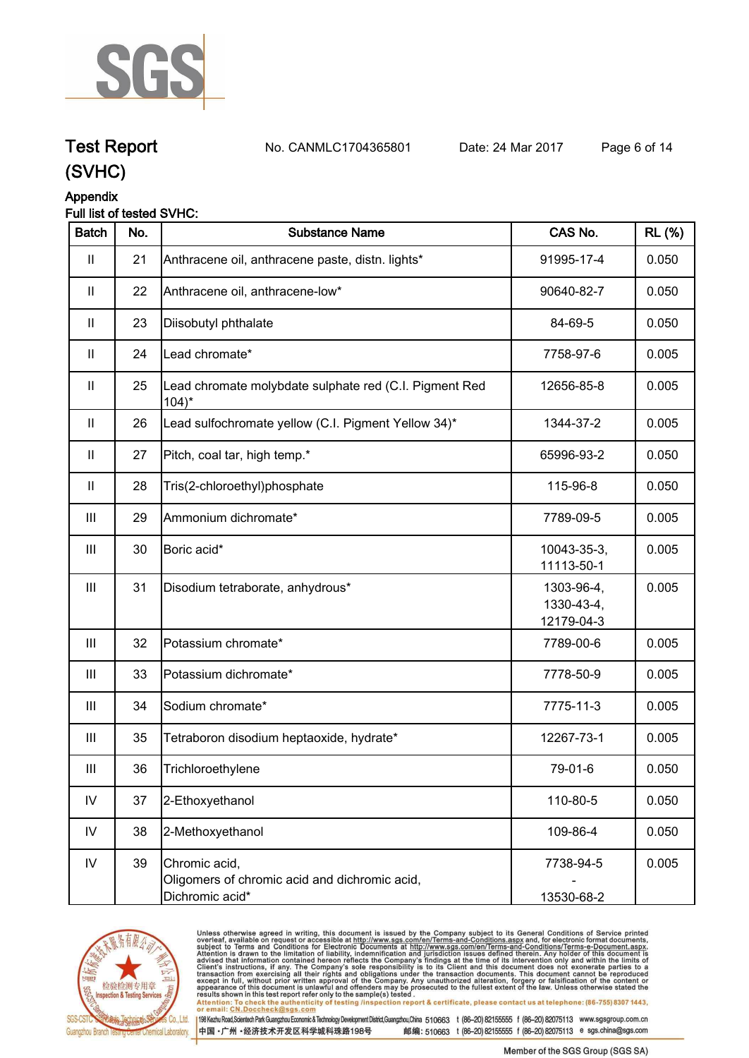# Test Report (SVHC)

No. CANMLC1704365801 Date: 24 Mar 2017

## Appendix

Full list of tested SVHC:

| Batch | No. | Substance Name | CAS No. | RL (%) |
|---|---|---|---|---|
| II | 21 | Anthracene oil, anthracene paste, distn. lights* | 91995-17-4 | 0.050 |
| II | 22 | Anthracene oil, anthracene-low* | 90640-82-7 | 0.050 |
| II | 23 | Diisobutyl phthalate | 84-69-5 | 0.050 |
| II | 24 | Lead chromate* | 7758-97-6 | 0.005 |
| II | 25 | Lead chromate molybdate sulphate red (C.I. Pigment Red 104)* | 12656-85-8 | 0.005 |
| II | 26 | Lead sulfochromate yellow (C.I. Pigment Yellow 34)* | 1344-37-2 | 0.005 |
| II | 27 | Pitch, coal tar, high temp.* | 65996-93-2 | 0.050 |
| II | 28 | Tris(2-chloroethyl)phosphate | 115-96-8 | 0.050 |
| III | 29 | Ammonium dichromate* | 7789-09-5 | 0.005 |
| III | 30 | Boric acid* | 10043-35-3, 11113-50-1 | 0.005 |
| III | 31 | Disodium tetraborate, anhydrous* | 1303-96-4, 1330-43-4, 12179-04-3 | 0.005 |
| III | 32 | Potassium chromate* | 7789-00-6 | 0.005 |
| III | 33 | Potassium dichromate* | 7778-50-9 | 0.005 |
| III | 34 | Sodium chromate* | 7775-11-3 | 0.005 |
| III | 35 | Tetraboron disodium heptaoxide, hydrate* | 12267-73-1 | 0.005 |
| III | 36 | Trichloroethylene | 79-01-6 | 0.050 |
| IV | 37 | 2-Ethoxyethanol | 110-80-5 | 0.050 |
| IV | 38 | 2-Methoxyethanol | 109-86-4 | 0.050 |
| IV | 39 | Chromic acid, Oligomers of chromic acid and dichromic acid, Dichromic acid* | 7738-94-5 - 13530-68-2 | 0.005 |

Unless otherwise agreed in writing, this document is issued by the Company subject to its General Conditions of Service printed overleaf, available on request or accessible at http://www.sgs.com/en/Terms-and-Conditions.aspx and, for electronic format documents, subject to Terms and Conditions for Electronic Documents at http://www.sgs.com/en/Terms-and-Conditions/Terms-e-Document.aspx. Attention is drawn to the limitation of liability, indemnification and jurisdiction issues defined therein. Any holder of this document is advised that information contained hereon reflects the Company's findings at the time of its intervention only and within the limits of Client's instructions, if any. The Company's sole responsibility is to its Client and this document does not exonerate parties to a transaction from exercising all their rights and obligations under the transaction documents. This document cannot be reproduced except in full, without prior written approval of the Company. Any unauthorized alteration, forgery or falsification of the content or appearance of this document is unlawful and offenders may be prosecuted to the fullest extent of the law. Unless otherwise stated the results shown in this test report refer only to the sample(s) tested.

Attention: To check the authenticity of testing /inspection report & certificate, please contact us at telephone: (86-755) 8307 1443, or email: CN.Doccheck@sgs.com

198 Kezhu Road,Scientech Park Guangzhou Economic & Technology Development District,Guangzhou,China 510663 t (86-20) 82155555 f (86-20) 82075113 www.sgsgroup.com.cn

中国·广州·经济技术开发区科学城科珠路198号 邮编: 510663 t (86-20) 82155555 f (86-20) 82075113 e sgs.china@sgs.com

Member of the SGS Group (SGS SA)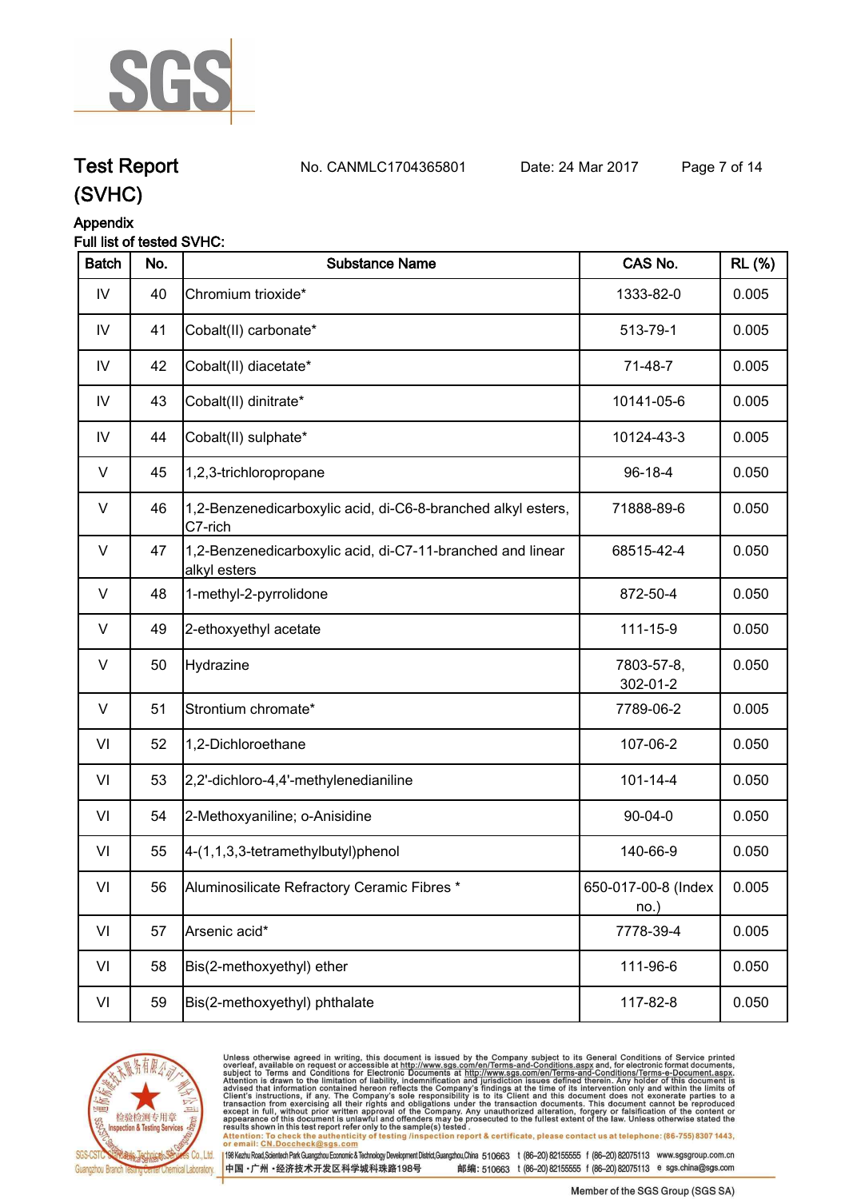## Test Report (SVHC)

No. CANMLC1704365801 Date: 24 Mar 2017

Appendix

Full list of tested SVHC:

| Batch | No. | Substance Name | CAS No. | RL (%) |
|---|---|---|---|---|
| IV | 40 | Chromium trioxide* | 1333-82-0 | 0.005 |
| IV | 41 | Cobalt(II) carbonate* | 513-79-1 | 0.005 |
| IV | 42 | Cobalt(II) diacetate* | 71-48-7 | 0.005 |
| IV | 43 | Cobalt(II) dinitrate* | 10141-05-6 | 0.005 |
| IV | 44 | Cobalt(II) sulphate* | 10124-43-3 | 0.005 |
| V | 45 | 1,2,3-trichloropropane | 96-18-4 | 0.050 |
| V | 46 | 1,2-Benzenedicarboxylic acid, di-C6-8-branched alkyl esters, C7-rich | 71888-89-6 | 0.050 |
| V | 47 | 1,2-Benzenedicarboxylic acid, di-C7-11-branched and linear alkyl esters | 68515-42-4 | 0.050 |
| V | 48 | 1-methyl-2-pyrrolidone | 872-50-4 | 0.050 |
| V | 49 | 2-ethoxyethyl acetate | 111-15-9 | 0.050 |
| V | 50 | Hydrazine | 7803-57-8, 302-01-2 | 0.050 |
| V | 51 | Strontium chromate* | 7789-06-2 | 0.005 |
| VI | 52 | 1,2-Dichloroethane | 107-06-2 | 0.050 |
| VI | 53 | 2,2'-dichloro-4,4'-methylenedianiline | 101-14-4 | 0.050 |
| VI | 54 | 2-Methoxyaniline; o-Anisidine | 90-04-0 | 0.050 |
| VI | 55 | 4-(1,1,3,3-tetramethylbutyl)phenol | 140-66-9 | 0.050 |
| VI | 56 | Aluminosilicate Refractory Ceramic Fibres * | 650-017-00-8 (Index no.) | 0.005 |
| VI | 57 | Arsenic acid* | 7778-39-4 | 0.005 |
| VI | 58 | Bis(2-methoxyethyl) ether | 111-96-6 | 0.050 |
| VI | 59 | Bis(2-methoxyethyl) phthalate | 117-82-8 | 0.050 |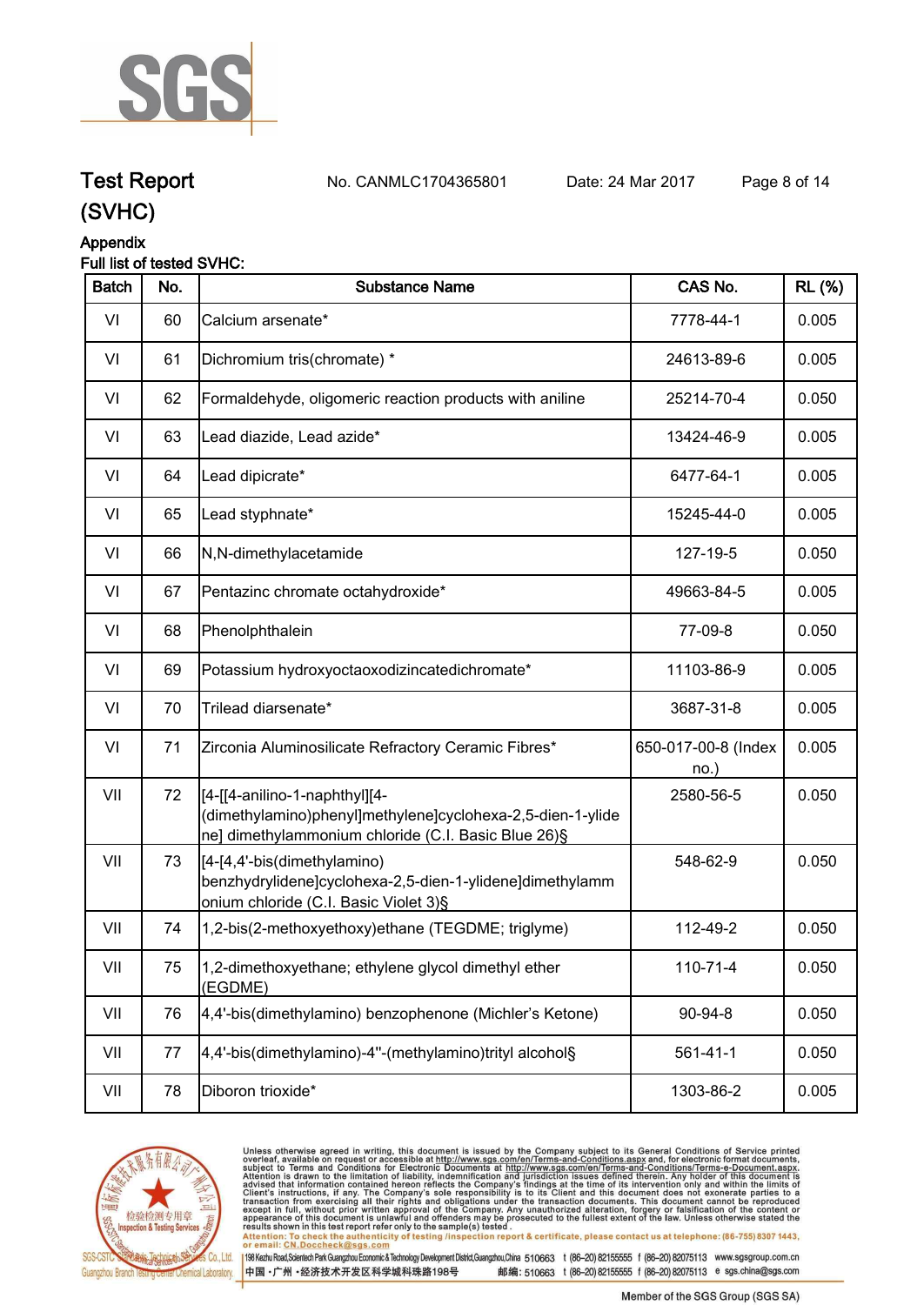Test Report (SVHC) No. CANMLC1704365801 Date: 24 Mar 2017

Appendix

Full list of tested SVHC:

| Batch | No. | Substance Name | CAS No. | RL (%) |
|---|---|---|---|---|
| VI | 60 | Calcium arsenate* | 7778-44-1 | 0.005 |
| VI | 61 | Dichromium tris(chromate) * | 24613-89-6 | 0.005 |
| VI | 62 | Formaldehyde, oligomeric reaction products with aniline | 25214-70-4 | 0.050 |
| VI | 63 | Lead diazide, Lead azide* | 13424-46-9 | 0.005 |
| VI | 64 | Lead dipicrate* | 6477-64-1 | 0.005 |
| VI | 65 | Lead styphnate* | 15245-44-0 | 0.005 |
| VI | 66 | N,N-dimethylacetamide | 127-19-5 | 0.050 |
| VI | 67 | Pentazinc chromate octahydroxide* | 49663-84-5 | 0.005 |
| VI | 68 | Phenolphthalein | 77-09-8 | 0.050 |
| VI | 69 | Potassium hydroxyoctaoxodizincatedichromate* | 11103-86-9 | 0.005 |
| VI | 70 | Trilead diarsenate* | 3687-31-8 | 0.005 |
| VI | 71 | Zirconia Aluminosilicate Refractory Ceramic Fibres* | 650-017-00-8 (Index no.) | 0.005 |
| VII | 72 | [4-[[4-anilino-1-naphthyl][4-(dimethylamino)phenyl]methylene]cyclohexa-2,5-dien-1-ylidene] dimethylammonium chloride (C.I. Basic Blue 26)§ | 2580-56-5 | 0.050 |
| VII | 73 | [4-[4,4'-bis(dimethylamino) benzhydrylidene]cyclohexa-2,5-dien-1-ylidene]dimethylammonium chloride (C.I. Basic Violet 3)§ | 548-62-9 | 0.050 |
| VII | 74 | 1,2-bis(2-methoxyethoxy)ethane (TEGDME; triglyme) | 112-49-2 | 0.050 |
| VII | 75 | 1,2-dimethoxyethane; ethylene glycol dimethyl ether (EGDME) | 110-71-4 | 0.050 |
| VII | 76 | 4,4'-bis(dimethylamino) benzophenone (Michler's Ketone) | 90-94-8 | 0.050 |
| VII | 77 | 4,4'-bis(dimethylamino)-4''-(methylamino)trityl alcohol§ | 561-41-1 | 0.050 |
| VII | 78 | Diboron trioxide* | 1303-86-2 | 0.005 |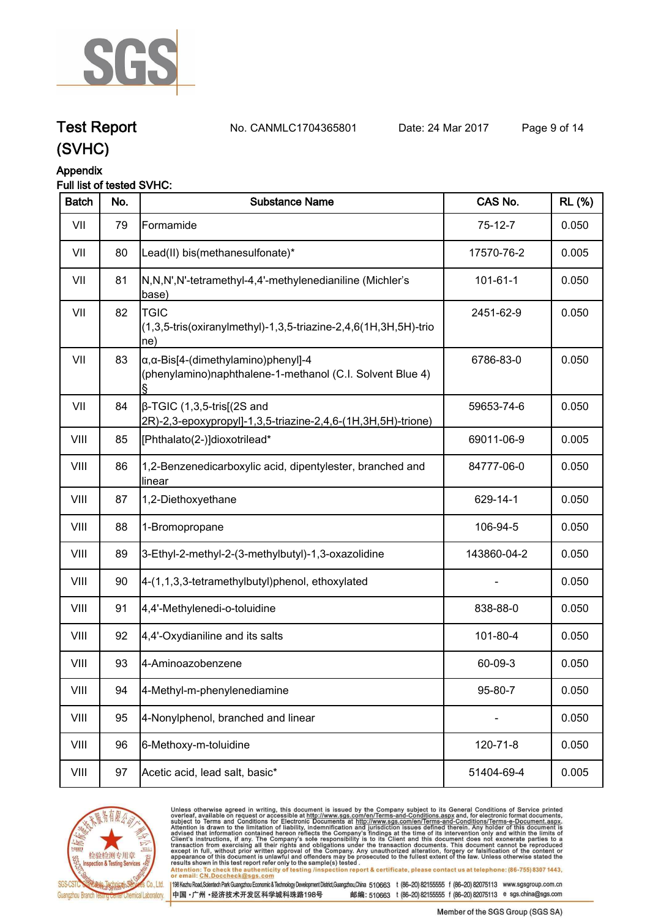**Test Report** No. CANMLC1704365801 Date: 24 Mar 2017

**(SVHC)**

**Appendix**

**Full list of tested SVHC:**

| Batch | No. | Substance Name | CAS No. | RL (%) |
|---|---|---|---|---|
| VII | 79 | Formamide | 75-12-7 | 0.050 |
| VII | 80 | Lead(II) bis(methanesulfonate)* | 17570-76-2 | 0.005 |
| VII | 81 | N,N,N',N'-tetramethyl-4,4'-methylenedianiline (Michler's base) | 101-61-1 | 0.050 |
| VII | 82 | TGIC (1,3,5-tris(oxiranylmethyl)-1,3,5-triazine-2,4,6(1H,3H,5H)-trione) | 2451-62-9 | 0.050 |
| VII | 83 | α,α-Bis[4-(dimethylamino)phenyl]-4 (phenylamino)naphthalene-1-methanol (C.I. Solvent Blue 4) § | 6786-83-0 | 0.050 |
| VII | 84 | β-TGIC (1,3,5-tris[(2S and 2R)-2,3-epoxypropyl]-1,3,5-triazine-2,4,6-(1H,3H,5H)-trione) | 59653-74-6 | 0.050 |
| VIII | 85 | [Phthalato(2-)]dioxotrilead* | 69011-06-9 | 0.005 |
| VIII | 86 | 1,2-Benzenedicarboxylic acid, dipentylester, branched and linear | 84777-06-0 | 0.050 |
| VIII | 87 | 1,2-Diethoxyethane | 629-14-1 | 0.050 |
| VIII | 88 | 1-Bromopropane | 106-94-5 | 0.050 |
| VIII | 89 | 3-Ethyl-2-methyl-2-(3-methylbutyl)-1,3-oxazolidine | 143860-04-2 | 0.050 |
| VIII | 90 | 4-(1,1,3,3-tetramethylbutyl)phenol, ethoxylated | - | 0.050 |
| VIII | 91 | 4,4'-Methylenedi-o-toluidine | 838-88-0 | 0.050 |
| VIII | 92 | 4,4'-Oxydianiline and its salts | 101-80-4 | 0.050 |
| VIII | 93 | 4-Aminoazobenzene | 60-09-3 | 0.050 |
| VIII | 94 | 4-Methyl-m-phenylenediamine | 95-80-7 | 0.050 |
| VIII | 95 | 4-Nonylphenol, branched and linear | - | 0.050 |
| VIII | 96 | 6-Methoxy-m-toluidine | 120-71-8 | 0.050 |
| VIII | 97 | Acetic acid, lead salt, basic* | 51404-69-4 | 0.005 |

Unless otherwise agreed in writing, this document is issued by the Company subject to its General Conditions of Service printed overleaf, available on request or accessible at http://www.sgs.com/en/Terms-and-Conditions.aspx and, for electronic format documents, subject to Terms and Conditions for Electronic Documents at http://www.sgs.com/en/Terms-and-Conditions/Terms-e-Document.aspx. Attention is drawn to the limitation of liability, indemnification and jurisdiction issues defined therein. Any holder of this document is advised that information contained hereon reflects the Company's findings at the time of its intervention only and within the limits of Client's instructions, if any. The Company's sole responsibility is to its Client and this document does not exonerate parties to a transaction from exercising all their rights and obligations under the transaction documents. This document cannot be reproduced except in full, without prior written approval of the Company. Any unauthorized alteration, forgery or falsification of the content or appearance of this document is unlawful and offenders may be prosecuted to the fullest extent of the law. Unless otherwise stated the results shown in this test report refer only to the sample(s) tested.

Attention: To check the authenticity of testing /inspection report & certificate, please contact us at telephone: (86-755) 8307 1443, or email: CN.Doccheck@sgs.com

SGS-CSTC Standards Technical Services Co., Ltd. Guangzhou Branch Testing Center Chemical Laboratory | 198 Kezhu Road, Scientech Park Guangzhou Economic & Technology Development District, Guangzhou, China 510663 t (86-20) 82155555 f (86-20) 82075113 www.sgsgroup.com.cn

中国・广州・经济技术开发区科学城科珠路198号 邮编: 510663 t (86-20) 82155555 f (86-20) 82075113 e sgs.china@sgs.com

Member of the SGS Group (SGS SA)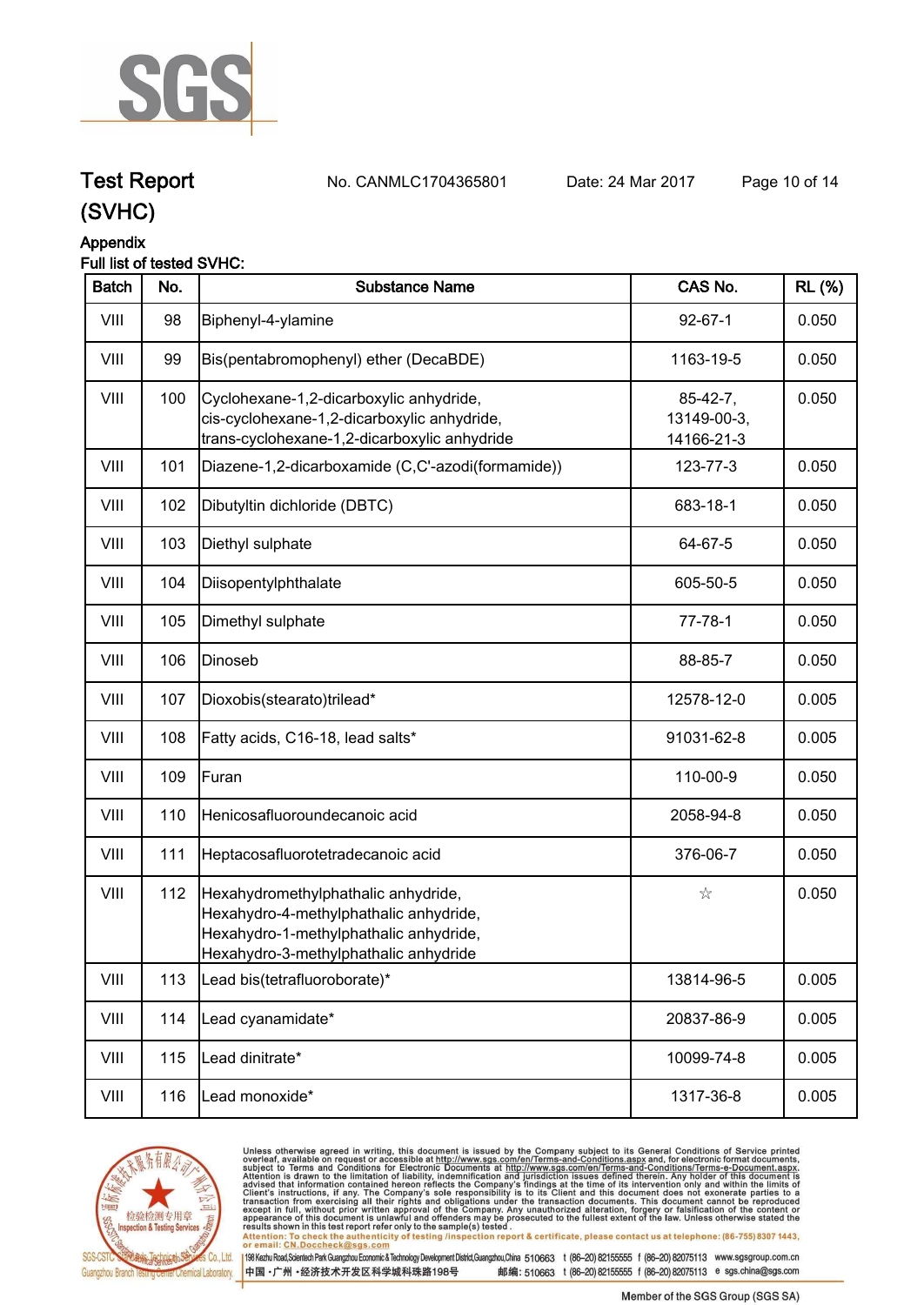# Test Report (SVHC)

No. CANMLC1704365801 Date: 24 Mar 2017

## Appendix

Full list of tested SVHC:

| Batch | No. | Substance Name | CAS No. | RL (%) |
|---|---|---|---|---|
| VIII | 98 | Biphenyl-4-ylamine | 92-67-1 | 0.050 |
| VIII | 99 | Bis(pentabromophenyl) ether (DecaBDE) | 1163-19-5 | 0.050 |
| VIII | 100 | Cyclohexane-1,2-dicarboxylic anhydride, cis-cyclohexane-1,2-dicarboxylic anhydride, trans-cyclohexane-1,2-dicarboxylic anhydride | 85-42-7, 13149-00-3, 14166-21-3 | 0.050 |
| VIII | 101 | Diazene-1,2-dicarboxamide (C,C'-azodi(formamide)) | 123-77-3 | 0.050 |
| VIII | 102 | Dibutyltin dichloride (DBTC) | 683-18-1 | 0.050 |
| VIII | 103 | Diethyl sulphate | 64-67-5 | 0.050 |
| VIII | 104 | Diisopentylphthalate | 605-50-5 | 0.050 |
| VIII | 105 | Dimethyl sulphate | 77-78-1 | 0.050 |
| VIII | 106 | Dinoseb | 88-85-7 | 0.050 |
| VIII | 107 | Dioxobis(stearato)trilead* | 12578-12-0 | 0.005 |
| VIII | 108 | Fatty acids, C16-18, lead salts* | 91031-62-8 | 0.005 |
| VIII | 109 | Furan | 110-00-9 | 0.050 |
| VIII | 110 | Henicosafluoroundecanoic acid | 2058-94-8 | 0.050 |
| VIII | 111 | Heptacosafluorotetradecanoic acid | 376-06-7 | 0.050 |
| VIII | 112 | Hexahydromethylphathalic anhydride, Hexahydro-4-methylphathalic anhydride, Hexahydro-1-methylphathalic anhydride, Hexahydro-3-methylphathalic anhydride | ☆ | 0.050 |
| VIII | 113 | Lead bis(tetrafluoroborate)* | 13814-96-5 | 0.005 |
| VIII | 114 | Lead cyanamidate* | 20837-86-9 | 0.005 |
| VIII | 115 | Lead dinitrate* | 10099-74-8 | 0.005 |
| VIII | 116 | Lead monoxide* | 1317-36-8 | 0.005 |

Unless otherwise agreed in writing, this document is issued by the Company subject to its General Conditions of Service printed overleaf, available on request or accessible at http://www.sgs.com/en/Terms-and-Conditions.aspx and, for electronic format documents, subject to Terms and Conditions for Electronic Documents at http://www.sgs.com/en/Terms-and-Conditions/Terms-e-Document.aspx. Attention is drawn to the limitation of liability, indemnification and jurisdiction issues defined therein. Any holder of this document is advised that information contained hereon reflects the Company's findings at the time of its intervention only and within the limits of Client's instructions, if any. The Company's sole responsibility is to its Client and this document does not exonerate parties to a transaction from exercising all their rights and obligations under the transaction documents. This document cannot be reproduced except in full, without prior written approval of the Company. Any unauthorized alteration, forgery or falsification of the content or appearance of this document is unlawful and offenders may be prosecuted to the fullest extent of the law. Unless otherwise stated the results shown in this test report refer only to the sample(s) tested.

Attention: To check the authenticity of testing /inspection report & certificate, please contact us at telephone: (86-755) 8307 1443, or email: CN.Doccheck@sgs.com

SGS-CSTC Standards Technical Services Co., Ltd. Guangzhou Branch Testing Center Chemical Laboratory. 198 Kezhu Road, Scientech Park Guangzhou Economic & Technology Development District, Guangzhou, China 510663 t (86-20) 82155555 f (86-20) 82075113 www.sgsgroup.com.cn

中国・广州・经济技术开发区科学城科珠路198号 邮编: 510663 t (86-20) 82155555 f (86-20) 82075113 e sgs.china@sgs.com

Member of the SGS Group (SGS SA)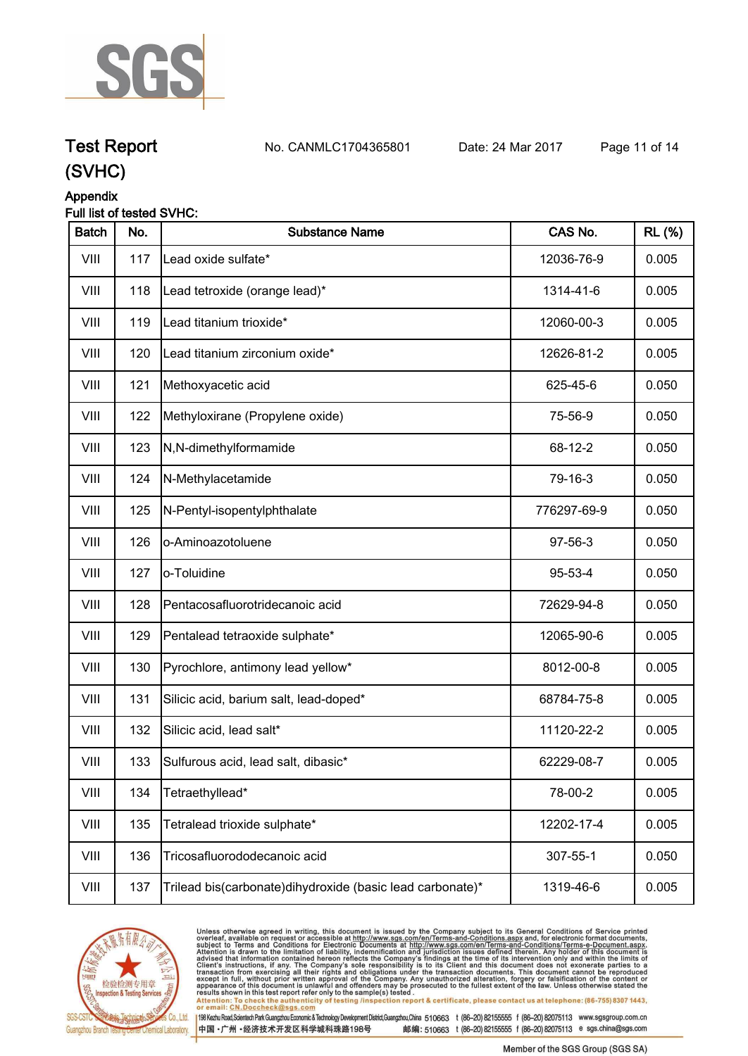## Appendix

Full list of tested SVHC:

| Batch | No. | Substance Name | CAS No. | RL (%) |
|---|---|---|---|---|
| VIII | 117 | Lead oxide sulfate* | 12036-76-9 | 0.005 |
| VIII | 118 | Lead tetroxide (orange lead)* | 1314-41-6 | 0.005 |
| VIII | 119 | Lead titanium trioxide* | 12060-00-3 | 0.005 |
| VIII | 120 | Lead titanium zirconium oxide* | 12626-81-2 | 0.005 |
| VIII | 121 | Methoxyacetic acid | 625-45-6 | 0.050 |
| VIII | 122 | Methyloxirane (Propylene oxide) | 75-56-9 | 0.050 |
| VIII | 123 | N,N-dimethylformamide | 68-12-2 | 0.050 |
| VIII | 124 | N-Methylacetamide | 79-16-3 | 0.050 |
| VIII | 125 | N-Pentyl-isopentylphthalate | 776297-69-9 | 0.050 |
| VIII | 126 | o-Aminoazotoluene | 97-56-3 | 0.050 |
| VIII | 127 | o-Toluidine | 95-53-4 | 0.050 |
| VIII | 128 | Pentacosafluorotridecanoic acid | 72629-94-8 | 0.050 |
| VIII | 129 | Pentalead tetraoxide sulphate* | 12065-90-6 | 0.005 |
| VIII | 130 | Pyrochlore, antimony lead yellow* | 8012-00-8 | 0.005 |
| VIII | 131 | Silicic acid, barium salt, lead-doped* | 68784-75-8 | 0.005 |
| VIII | 132 | Silicic acid, lead salt* | 11120-22-2 | 0.005 |
| VIII | 133 | Sulfurous acid, lead salt, dibasic* | 62229-08-7 | 0.005 |
| VIII | 134 | Tetraethyllead* | 78-00-2 | 0.005 |
| VIII | 135 | Tetralead trioxide sulphate* | 12202-17-4 | 0.005 |
| VIII | 136 | Tricosafluorododecanoic acid | 307-55-1 | 0.050 |
| VIII | 137 | Trilead bis(carbonate)dihydroxide (basic lead carbonate)* | 1319-46-6 | 0.005 |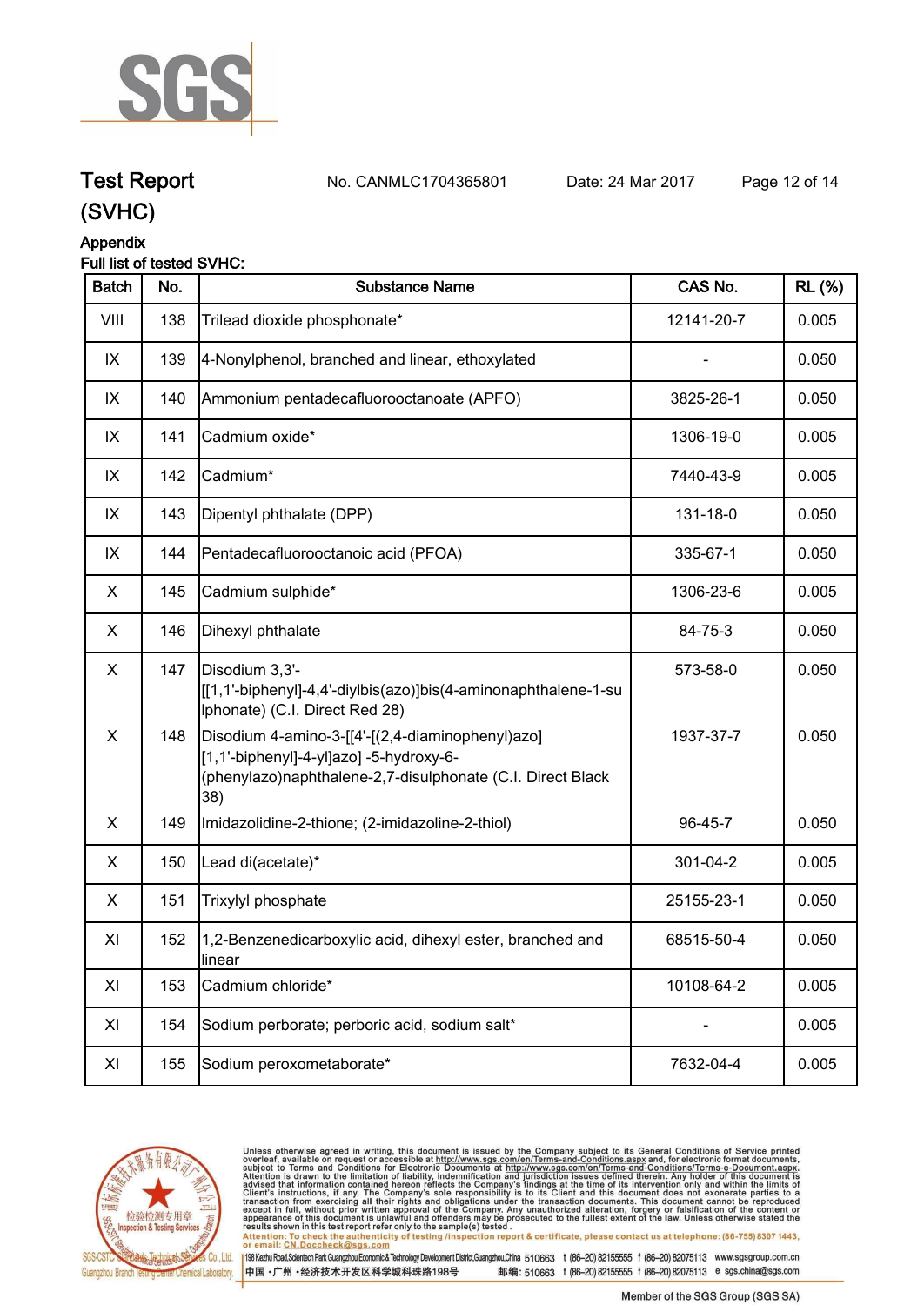# Test Report (SVHC)

No. CANMLC1704365801 Date: 24 Mar 2017

## Appendix

Full list of tested SVHC:

| Batch | No. | Substance Name | CAS No. | RL (%) |
|---|---|---|---|---|
| VIII | 138 | Trilead dioxide phosphonate* | 12141-20-7 | 0.005 |
| IX | 139 | 4-Nonylphenol, branched and linear, ethoxylated | - | 0.050 |
| IX | 140 | Ammonium pentadecafluorooctanoate (APFO) | 3825-26-1 | 0.050 |
| IX | 141 | Cadmium oxide* | 1306-19-0 | 0.005 |
| IX | 142 | Cadmium* | 7440-43-9 | 0.005 |
| IX | 143 | Dipentyl phthalate (DPP) | 131-18-0 | 0.050 |
| IX | 144 | Pentadecafluorooctanoic acid (PFOA) | 335-67-1 | 0.050 |
| X | 145 | Cadmium sulphide* | 1306-23-6 | 0.005 |
| X | 146 | Dihexyl phthalate | 84-75-3 | 0.050 |
| X | 147 | Disodium 3,3'-[[1,1'-biphenyl]-4,4'-diylbis(azo)]bis(4-aminonaphthalene-1-sulphonate) (C.I. Direct Red 28) | 573-58-0 | 0.050 |
| X | 148 | Disodium 4-amino-3-[[4'-[(2,4-diaminophenyl)azo][1,1'-biphenyl]-4-yl]azo] -5-hydroxy-6-(phenylazo)naphthalene-2,7-disulphonate (C.I. Direct Black 38) | 1937-37-7 | 0.050 |
| X | 149 | Imidazolidine-2-thione; (2-imidazoline-2-thiol) | 96-45-7 | 0.050 |
| X | 150 | Lead di(acetate)* | 301-04-2 | 0.005 |
| X | 151 | Trixylyl phosphate | 25155-23-1 | 0.050 |
| XI | 152 | 1,2-Benzenedicarboxylic acid, dihexyl ester, branched and linear | 68515-50-4 | 0.050 |
| XI | 153 | Cadmium chloride* | 10108-64-2 | 0.005 |
| XI | 154 | Sodium perborate; perboric acid, sodium salt* | - | 0.005 |
| XI | 155 | Sodium peroxometaborate* | 7632-04-4 | 0.005 |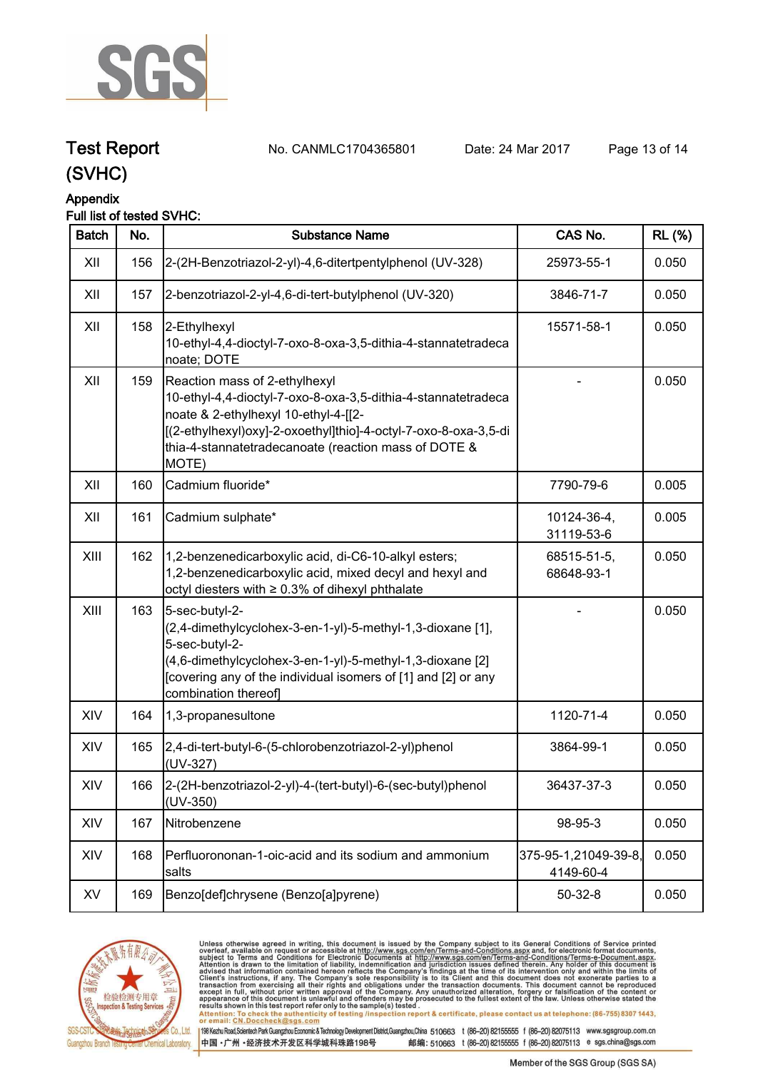# Test Report (SVHC)

No. CANMLC1704365801 Date: 24 Mar 2017

## Appendix

Full list of tested SVHC:

| Batch | No. | Substance Name | CAS No. | RL (%) |
|---|---|---|---|---|
| XII | 156 | 2-(2H-Benzotriazol-2-yl)-4,6-ditertpentylphenol (UV-328) | 25973-55-1 | 0.050 |
| XII | 157 | 2-benzotriazol-2-yl-4,6-di-tert-butylphenol (UV-320) | 3846-71-7 | 0.050 |
| XII | 158 | 2-Ethylhexyl 10-ethyl-4,4-dioctyl-7-oxo-8-oxa-3,5-dithia-4-stannatetradecanoate; DOTE | 15571-58-1 | 0.050 |
| XII | 159 | Reaction mass of 2-ethylhexyl 10-ethyl-4,4-dioctyl-7-oxo-8-oxa-3,5-dithia-4-stannatetradecanoate & 2-ethylhexyl 10-ethyl-4-[[2-[(2-ethylhexyl)oxy]-2-oxoethyl]thio]-4-octyl-7-oxo-8-oxa-3,5-dithia-4-stannatetradecanoate (reaction mass of DOTE & MOTE) | - | 0.050 |
| XII | 160 | Cadmium fluoride* | 7790-79-6 | 0.005 |
| XII | 161 | Cadmium sulphate* | 10124-36-4, 31119-53-6 | 0.005 |
| XIII | 162 | 1,2-benzenedicarboxylic acid, di-C6-10-alkyl esters; 1,2-benzenedicarboxylic acid, mixed decyl and hexyl and octyl diesters with ≥ 0.3% of dihexyl phthalate | 68515-51-5, 68648-93-1 | 0.050 |
| XIII | 163 | 5-sec-butyl-2-(2,4-dimethylcyclohex-3-en-1-yl)-5-methyl-1,3-dioxane [1], 5-sec-butyl-2-(4,6-dimethylcyclohex-3-en-1-yl)-5-methyl-1,3-dioxane [2] [covering any of the individual isomers of [1] and [2] or any combination thereof] | - | 0.050 |
| XIV | 164 | 1,3-propanesultone | 1120-71-4 | 0.050 |
| XIV | 165 | 2,4-di-tert-butyl-6-(5-chlorobenzotriazol-2-yl)phenol (UV-327) | 3864-99-1 | 0.050 |
| XIV | 166 | 2-(2H-benzotriazol-2-yl)-4-(tert-butyl)-6-(sec-butyl)phenol (UV-350) | 36437-37-3 | 0.050 |
| XIV | 167 | Nitrobenzene | 98-95-3 | 0.050 |
| XIV | 168 | Perfluorononan-1-oic-acid and its sodium and ammonium salts | 375-95-1,21049-39-8, 4149-60-4 | 0.050 |
| XV | 169 | Benzo[def]chrysene (Benzo[a]pyrene) | 50-32-8 | 0.050 |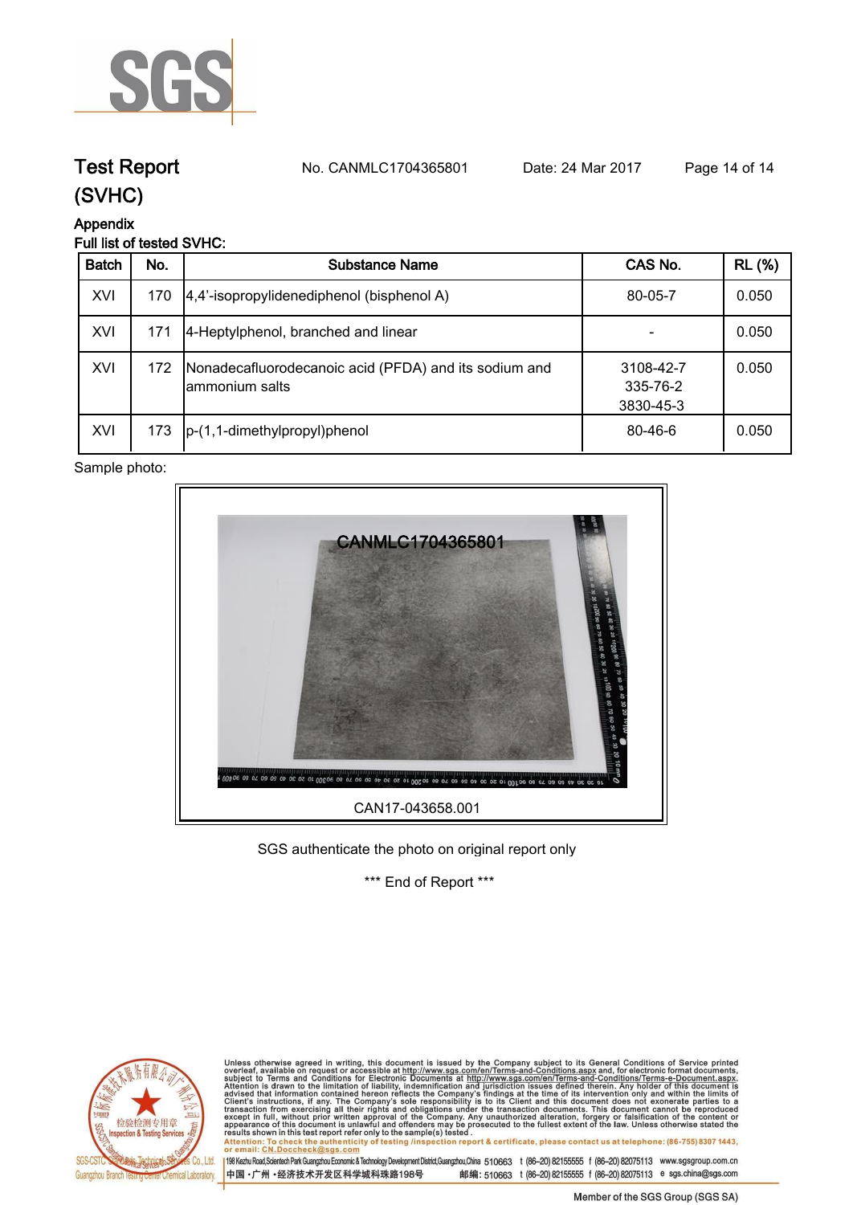## Appendix

### Full list of tested SVHC:

| Batch | No. | Substance Name | CAS No. | RL (%) |
|---|---|---|---|---|
| XVI | 170 | 4,4'-isopropylidenediphenol (bisphenol A) | 80-05-7 | 0.050 |
| XVI | 171 | 4-Heptylphenol, branched and linear | - | 0.050 |
| XVI | 172 | Nonadecafluorodecanoic acid (PFDA) and its sodium and ammonium salts | 3108-42-7<br>335-76-2<br>3830-45-3 | 0.050 |
| XVI | 173 | p-(1,1-dimethylpropyl)phenol | 80-46-6 | 0.050 |

Sample photo:

CAN17-043658.001

SGS authenticate the photo on original report only

*** End of Report ***